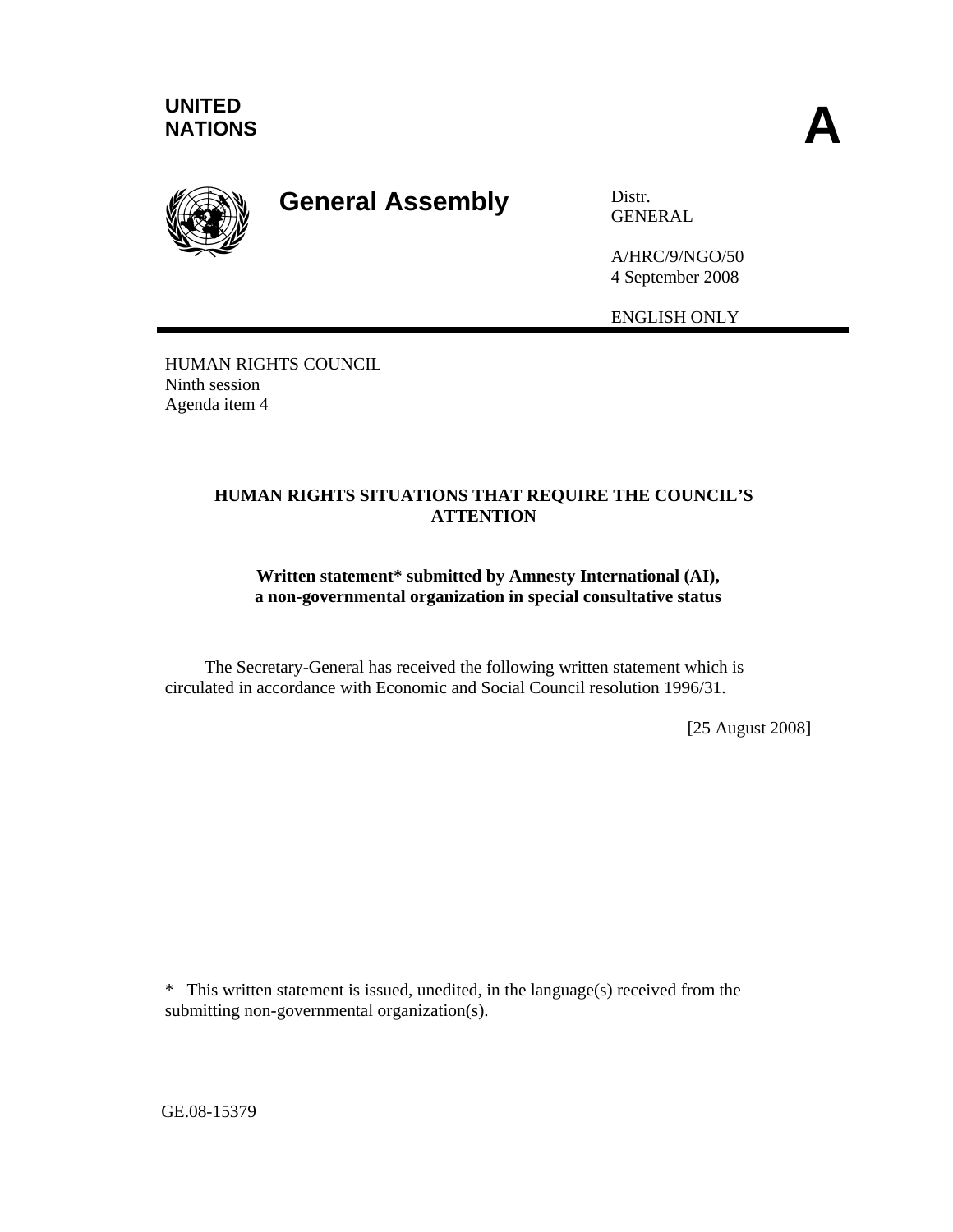UNITED NATIONS **A**

# General Assembly

Distr.
GENERAL

A/HRC/9/NGO/50
4 September 2008

ENGLISH ONLY

HUMAN RIGHTS COUNCIL
Ninth session
Agenda item 4

## HUMAN RIGHTS SITUATIONS THAT REQUIRE THE COUNCIL'S ATTENTION

### Written statement* submitted by Amnesty International (AI), a non-governmental organization in special consultative status

The Secretary-General has received the following written statement which is circulated in accordance with Economic and Social Council resolution 1996/31.

[25 August 2008]

---

* This written statement is issued, unedited, in the language(s) received from the submitting non-governmental organization(s).

GE.08-15379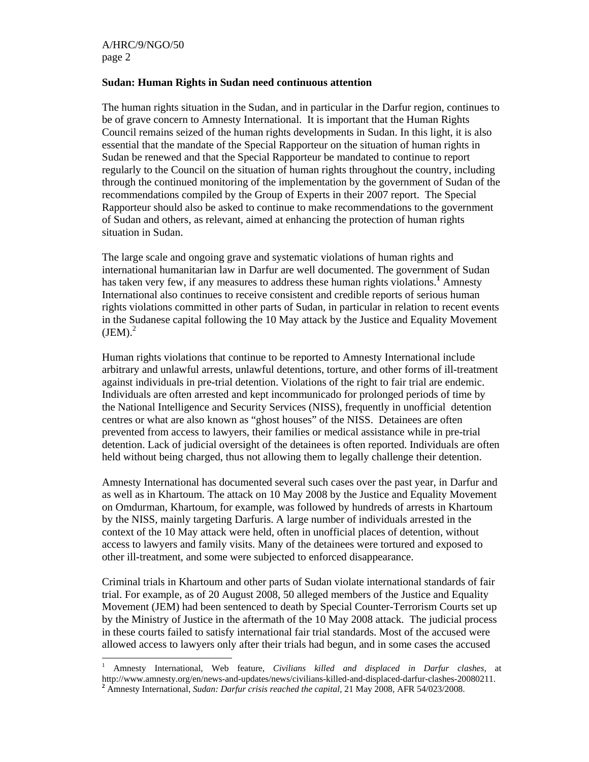**Sudan: Human Rights in Sudan need continuous attention**

The human rights situation in the Sudan, and in particular in the Darfur region, continues to be of grave concern to Amnesty International. It is important that the Human Rights Council remains seized of the human rights developments in Sudan. In this light, it is also essential that the mandate of the Special Rapporteur on the situation of human rights in Sudan be renewed and that the Special Rapporteur be mandated to continue to report regularly to the Council on the situation of human rights throughout the country, including through the continued monitoring of the implementation by the government of Sudan of the recommendations compiled by the Group of Experts in their 2007 report. The Special Rapporteur should also be asked to continue to make recommendations to the government of Sudan and others, as relevant, aimed at enhancing the protection of human rights situation in Sudan.

The large scale and ongoing grave and systematic violations of human rights and international humanitarian law in Darfur are well documented. The government of Sudan has taken very few, if any measures to address these human rights violations.[1] Amnesty International also continues to receive consistent and credible reports of serious human rights violations committed in other parts of Sudan, in particular in relation to recent events in the Sudanese capital following the 10 May attack by the Justice and Equality Movement (JEM).[2]

Human rights violations that continue to be reported to Amnesty International include arbitrary and unlawful arrests, unlawful detentions, torture, and other forms of ill-treatment against individuals in pre-trial detention. Violations of the right to fair trial are endemic. Individuals are often arrested and kept incommunicado for prolonged periods of time by the National Intelligence and Security Services (NISS), frequently in unofficial detention centres or what are also known as "ghost houses" of the NISS. Detainees are often prevented from access to lawyers, their families or medical assistance while in pre-trial detention. Lack of judicial oversight of the detainees is often reported. Individuals are often held without being charged, thus not allowing them to legally challenge their detention.

Amnesty International has documented several such cases over the past year, in Darfur and as well as in Khartoum. The attack on 10 May 2008 by the Justice and Equality Movement on Omdurman, Khartoum, for example, was followed by hundreds of arrests in Khartoum by the NISS, mainly targeting Darfuris. A large number of individuals arrested in the context of the 10 May attack were held, often in unofficial places of detention, without access to lawyers and family visits. Many of the detainees were tortured and exposed to other ill-treatment, and some were subjected to enforced disappearance.

Criminal trials in Khartoum and other parts of Sudan violate international standards of fair trial. For example, as of 20 August 2008, 50 alleged members of the Justice and Equality Movement (JEM) had been sentenced to death by Special Counter-Terrorism Courts set up by the Ministry of Justice in the aftermath of the 10 May 2008 attack. The judicial process in these courts failed to satisfy international fair trial standards. Most of the accused were allowed access to lawyers only after their trials had begun, and in some cases the accused

---

[1] Amnesty International, Web feature, *Civilians killed and displaced in Darfur clashes,* at http://www.amnesty.org/en/news-and-updates/news/civilians-killed-and-displaced-darfur-clashes-20080211.

[2] Amnesty International, *Sudan: Darfur crisis reached the capital,* 21 May 2008, AFR 54/023/2008.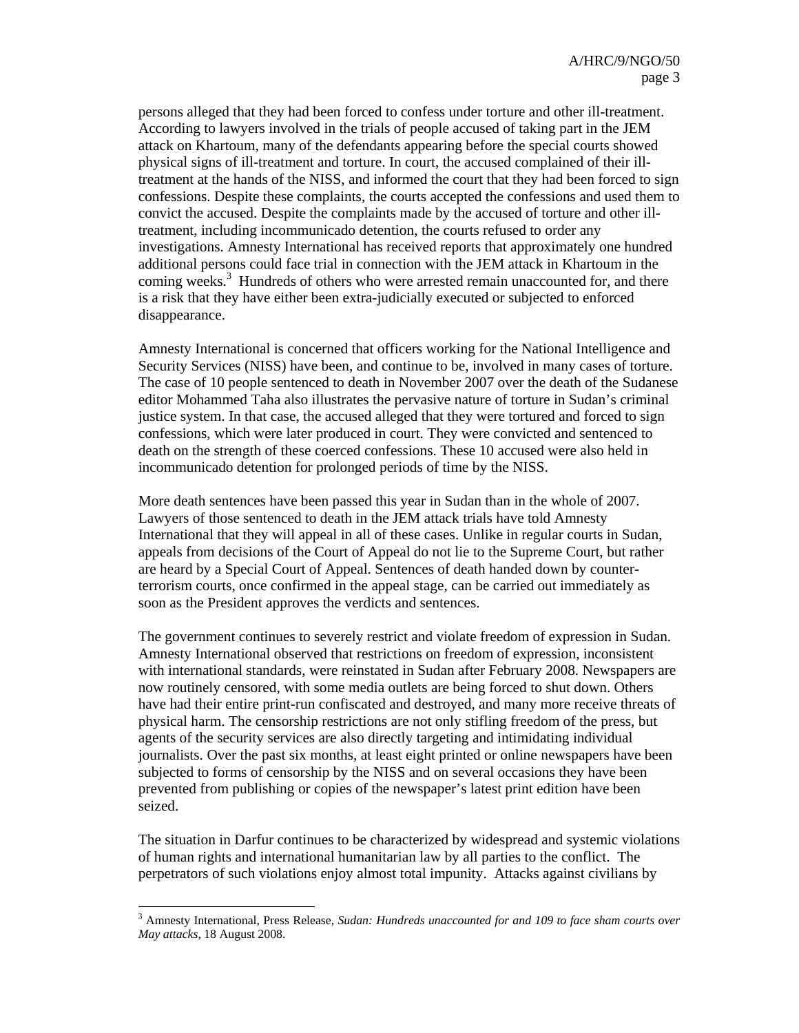persons alleged that they had been forced to confess under torture and other ill-treatment. According to lawyers involved in the trials of people accused of taking part in the JEM attack on Khartoum, many of the defendants appearing before the special courts showed physical signs of ill-treatment and torture. In court, the accused complained of their ill-treatment at the hands of the NISS, and informed the court that they had been forced to sign confessions. Despite these complaints, the courts accepted the confessions and used them to convict the accused. Despite the complaints made by the accused of torture and other ill-treatment, including incommunicado detention, the courts refused to order any investigations. Amnesty International has received reports that approximately one hundred additional persons could face trial in connection with the JEM attack in Khartoum in the coming weeks.[3] Hundreds of others who were arrested remain unaccounted for, and there is a risk that they have either been extra-judicially executed or subjected to enforced disappearance.

Amnesty International is concerned that officers working for the National Intelligence and Security Services (NISS) have been, and continue to be, involved in many cases of torture. The case of 10 people sentenced to death in November 2007 over the death of the Sudanese editor Mohammed Taha also illustrates the pervasive nature of torture in Sudan's criminal justice system. In that case, the accused alleged that they were tortured and forced to sign confessions, which were later produced in court. They were convicted and sentenced to death on the strength of these coerced confessions. These 10 accused were also held in incommunicado detention for prolonged periods of time by the NISS.

More death sentences have been passed this year in Sudan than in the whole of 2007. Lawyers of those sentenced to death in the JEM attack trials have told Amnesty International that they will appeal in all of these cases. Unlike in regular courts in Sudan, appeals from decisions of the Court of Appeal do not lie to the Supreme Court, but rather are heard by a Special Court of Appeal. Sentences of death handed down by counter-terrorism courts, once confirmed in the appeal stage, can be carried out immediately as soon as the President approves the verdicts and sentences.

The government continues to severely restrict and violate freedom of expression in Sudan. Amnesty International observed that restrictions on freedom of expression, inconsistent with international standards, were reinstated in Sudan after February 2008. Newspapers are now routinely censored, with some media outlets are being forced to shut down. Others have had their entire print-run confiscated and destroyed, and many more receive threats of physical harm. The censorship restrictions are not only stifling freedom of the press, but agents of the security services are also directly targeting and intimidating individual journalists. Over the past six months, at least eight printed or online newspapers have been subjected to forms of censorship by the NISS and on several occasions they have been prevented from publishing or copies of the newspaper's latest print edition have been seized.

The situation in Darfur continues to be characterized by widespread and systemic violations of human rights and international humanitarian law by all parties to the conflict. The perpetrators of such violations enjoy almost total impunity. Attacks against civilians by

---

[3] Amnesty International, Press Release, *Sudan: Hundreds unaccounted for and 109 to face sham courts over May attacks*, 18 August 2008.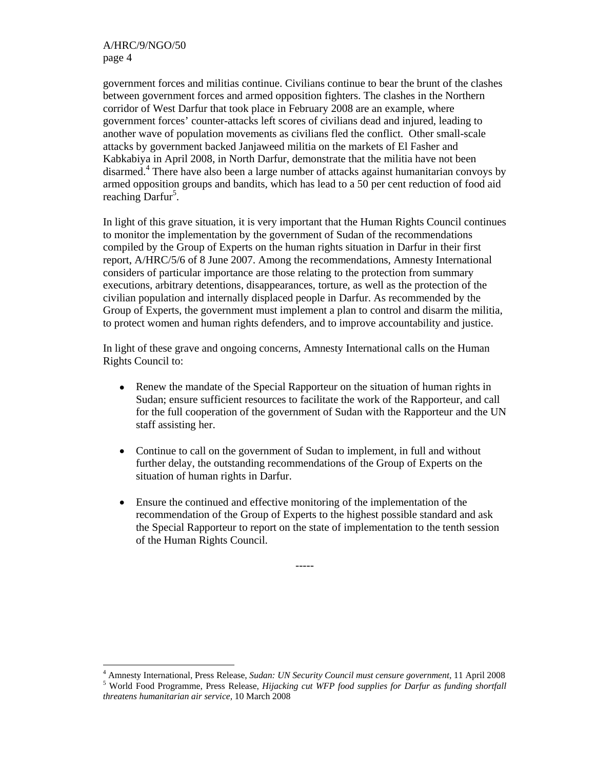government forces and militias continue. Civilians continue to bear the brunt of the clashes between government forces and armed opposition fighters. The clashes in the Northern corridor of West Darfur that took place in February 2008 are an example, where government forces' counter-attacks left scores of civilians dead and injured, leading to another wave of population movements as civilians fled the conflict. Other small-scale attacks by government backed Janjaweed militia on the markets of El Fasher and Kabkabiya in April 2008, in North Darfur, demonstrate that the militia have not been disarmed.[4] There have also been a large number of attacks against humanitarian convoys by armed opposition groups and bandits, which has lead to a 50 per cent reduction of food aid reaching Darfur[5].

In light of this grave situation, it is very important that the Human Rights Council continues to monitor the implementation by the government of Sudan of the recommendations compiled by the Group of Experts on the human rights situation in Darfur in their first report, A/HRC/5/6 of 8 June 2007. Among the recommendations, Amnesty International considers of particular importance are those relating to the protection from summary executions, arbitrary detentions, disappearances, torture, as well as the protection of the civilian population and internally displaced people in Darfur. As recommended by the Group of Experts, the government must implement a plan to control and disarm the militia, to protect women and human rights defenders, and to improve accountability and justice.

In light of these grave and ongoing concerns, Amnesty International calls on the Human Rights Council to:

- Renew the mandate of the Special Rapporteur on the situation of human rights in Sudan; ensure sufficient resources to facilitate the work of the Rapporteur, and call for the full cooperation of the government of Sudan with the Rapporteur and the UN staff assisting her.
- Continue to call on the government of Sudan to implement, in full and without further delay, the outstanding recommendations of the Group of Experts on the situation of human rights in Darfur.
- Ensure the continued and effective monitoring of the implementation of the recommendation of the Group of Experts to the highest possible standard and ask the Special Rapporteur to report on the state of implementation to the tenth session of the Human Rights Council.

-----

[4] Amnesty International, Press Release, *Sudan: UN Security Council must censure government*, 11 April 2008

[5] World Food Programme, Press Release, *Hijacking cut WFP food supplies for Darfur as funding shortfall threatens humanitarian air service*, 10 March 2008